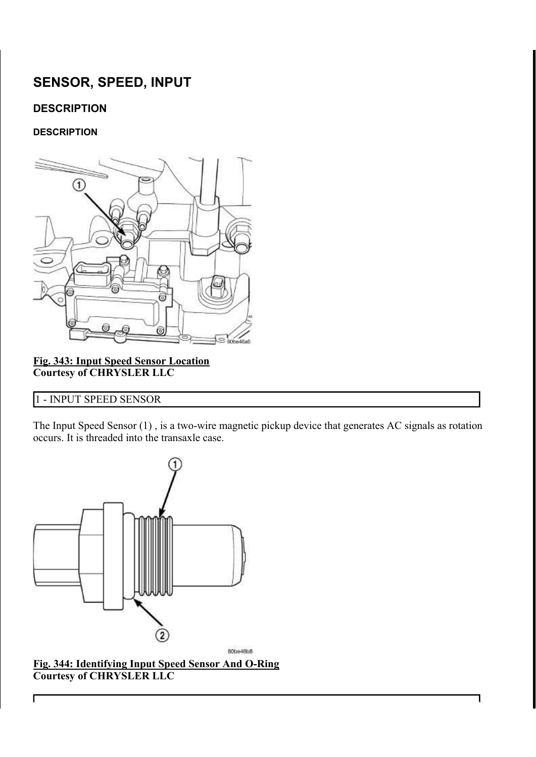# SENSOR, SPEED, INPUT

## DESCRIPTION

### DESCRIPTION

**Fig. 343: Input Speed Sensor Location**
**Courtesy of CHRYSLER LLC**

| 1 - INPUT SPEED SENSOR |
| --- |

The Input Speed Sensor (1) , is a two-wire magnetic pickup device that generates AC signals as rotation occurs. It is threaded into the transaxle case.

**Fig. 344: Identifying Input Speed Sensor And O-Ring**
**Courtesy of CHRYSLER LLC**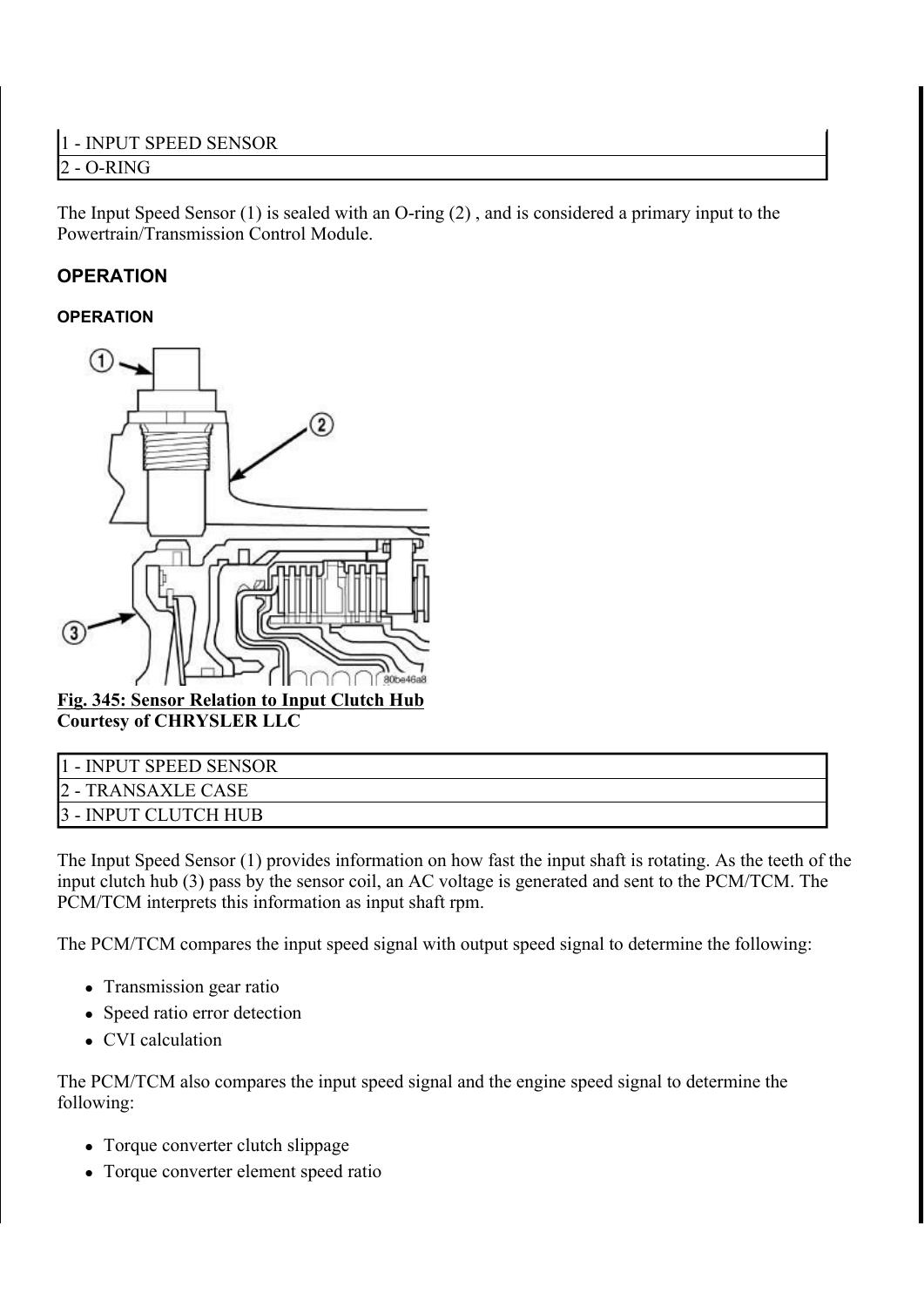| 1 - INPUT SPEED SENSOR |
| --- |
| 2 - O-RING |

The Input Speed Sensor (1) is sealed with an O-ring (2) , and is considered a primary input to the Powertrain/Transmission Control Module.

## OPERATION

### OPERATION

**Fig. 345: Sensor Relation to Input Clutch Hub**
**Courtesy of CHRYSLER LLC**

| 1 - INPUT SPEED SENSOR |
| --- |
| 2 - TRANSAXLE CASE |
| 3 - INPUT CLUTCH HUB |

The Input Speed Sensor (1) provides information on how fast the input shaft is rotating. As the teeth of the input clutch hub (3) pass by the sensor coil, an AC voltage is generated and sent to the PCM/TCM. The PCM/TCM interprets this information as input shaft rpm.

The PCM/TCM compares the input speed signal with output speed signal to determine the following:

- Transmission gear ratio
- Speed ratio error detection
- CVI calculation

The PCM/TCM also compares the input speed signal and the engine speed signal to determine the following:

- Torque converter clutch slippage
- Torque converter element speed ratio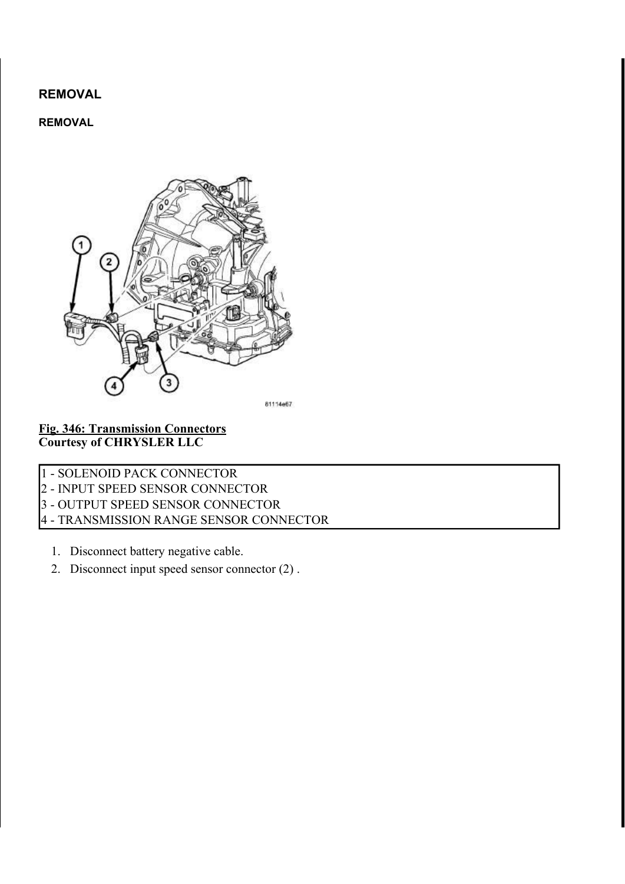## REMOVAL

### REMOVAL

**Fig. 346: Transmission Connectors**
**Courtesy of CHRYSLER LLC**

| |
|---|
| 1 - SOLENOID PACK CONNECTOR |
| 2 - INPUT SPEED SENSOR CONNECTOR |
| 3 - OUTPUT SPEED SENSOR CONNECTOR |
| 4 - TRANSMISSION RANGE SENSOR CONNECTOR |

1. Disconnect battery negative cable.
2. Disconnect input speed sensor connector (2) .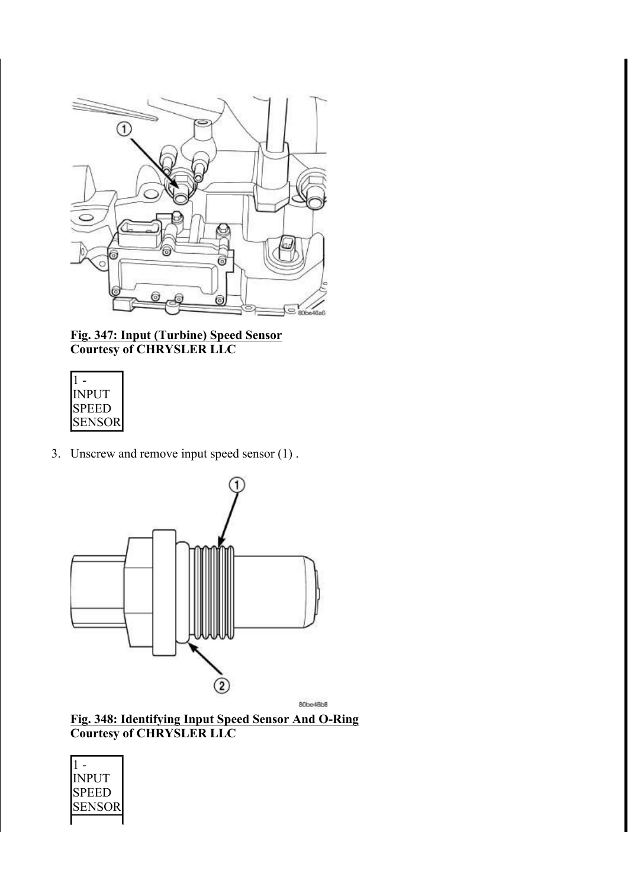**Fig. 347: Input (Turbine) Speed Sensor**
**Courtesy of CHRYSLER LLC**

| 1 - INPUT SPEED SENSOR |
|---|

3. Unscrew and remove input speed sensor (1) .

**Fig. 348: Identifying Input Speed Sensor And O-Ring**
**Courtesy of CHRYSLER LLC**

| 1 - INPUT SPEED SENSOR |
|---|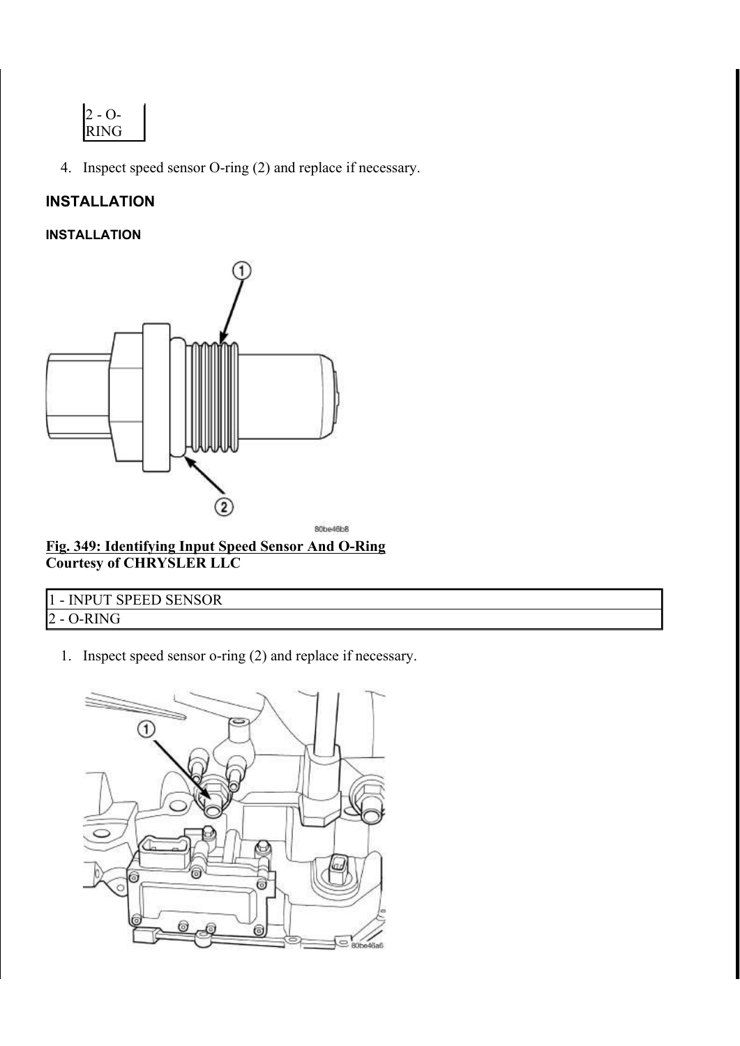| 2 - O-RING |
| --- |

4. Inspect speed sensor O-ring (2) and replace if necessary.

## INSTALLATION

### INSTALLATION

**Fig. 349: Identifying Input Speed Sensor And O-Ring**
**Courtesy of CHRYSLER LLC**

| 1 - INPUT SPEED SENSOR |
| --- |
| 2 - O-RING |

1. Inspect speed sensor o-ring (2) and replace if necessary.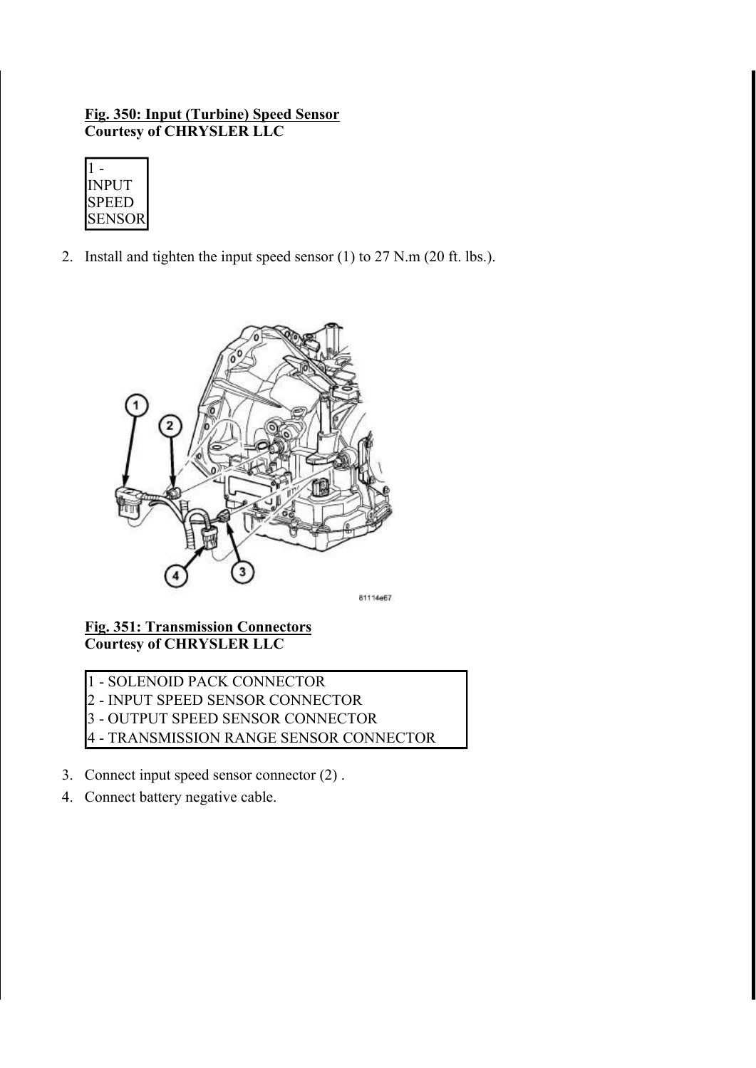**Fig. 350: Input (Turbine) Speed Sensor**
**Courtesy of CHRYSLER LLC**

| |
|---|
| 1 - INPUT SPEED SENSOR |

2. Install and tighten the input speed sensor (1) to 27 N.m (20 ft. lbs.).

1
2
4
3
81114e67

**Fig. 351: Transmission Connectors**
**Courtesy of CHRYSLER LLC**

| |
|---|
| 1 - SOLENOID PACK CONNECTOR |
| 2 - INPUT SPEED SENSOR CONNECTOR |
| 3 - OUTPUT SPEED SENSOR CONNECTOR |
| 4 - TRANSMISSION RANGE SENSOR CONNECTOR |

3. Connect input speed sensor connector (2) .
4. Connect battery negative cable.